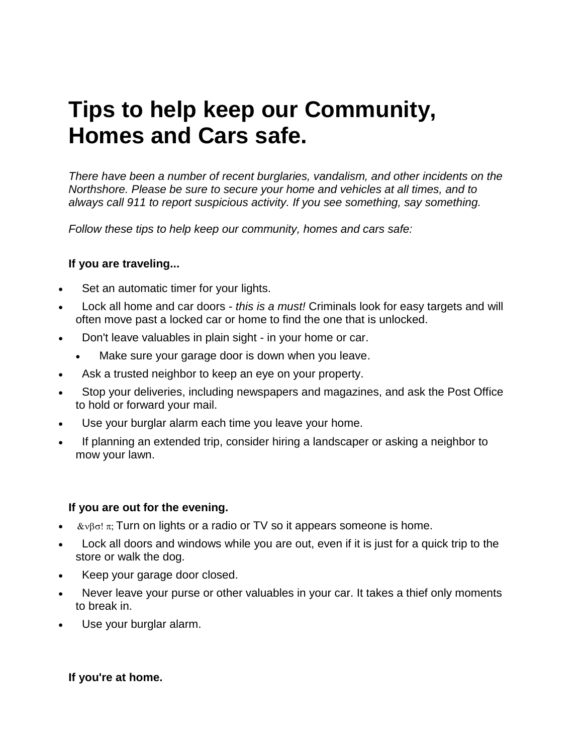# Tips to help keep our Community, Homes and Cars safe.

*There have been a number of recent burglaries, vandalism, and other incidents on the Northshore. Please be sure to secure your home and vehicles at all times, and to always call 911 to report suspicious activity. If you see something, say something.*

*Follow these tips to help keep our community, homes and cars safe:*

**If you are traveling...**

- Set an automatic timer for your lights.
- Lock all home and car doors - *this is a must!* Criminals look for easy targets and will often move past a locked car or home to find the one that is unlocked.
- Don't leave valuables in plain sight - in your home or car.
  - Make sure your garage door is down when you leave.
- Ask a trusted neighbor to keep an eye on your property.
- Stop your deliveries, including newspapers and magazines, and ask the Post Office to hold or forward your mail.
- Use your burglar alarm each time you leave your home.
- If planning an extended trip, consider hiring a landscaper or asking a neighbor to mow your lawn.

**If you are out for the evening.**

- &νβσ! π; Turn on lights or a radio or TV so it appears someone is home.
- Lock all doors and windows while you are out, even if it is just for a quick trip to the store or walk the dog.
- Keep your garage door closed.
- Never leave your purse or other valuables in your car. It takes a thief only moments to break in.
- Use your burglar alarm.

**If you're at home.**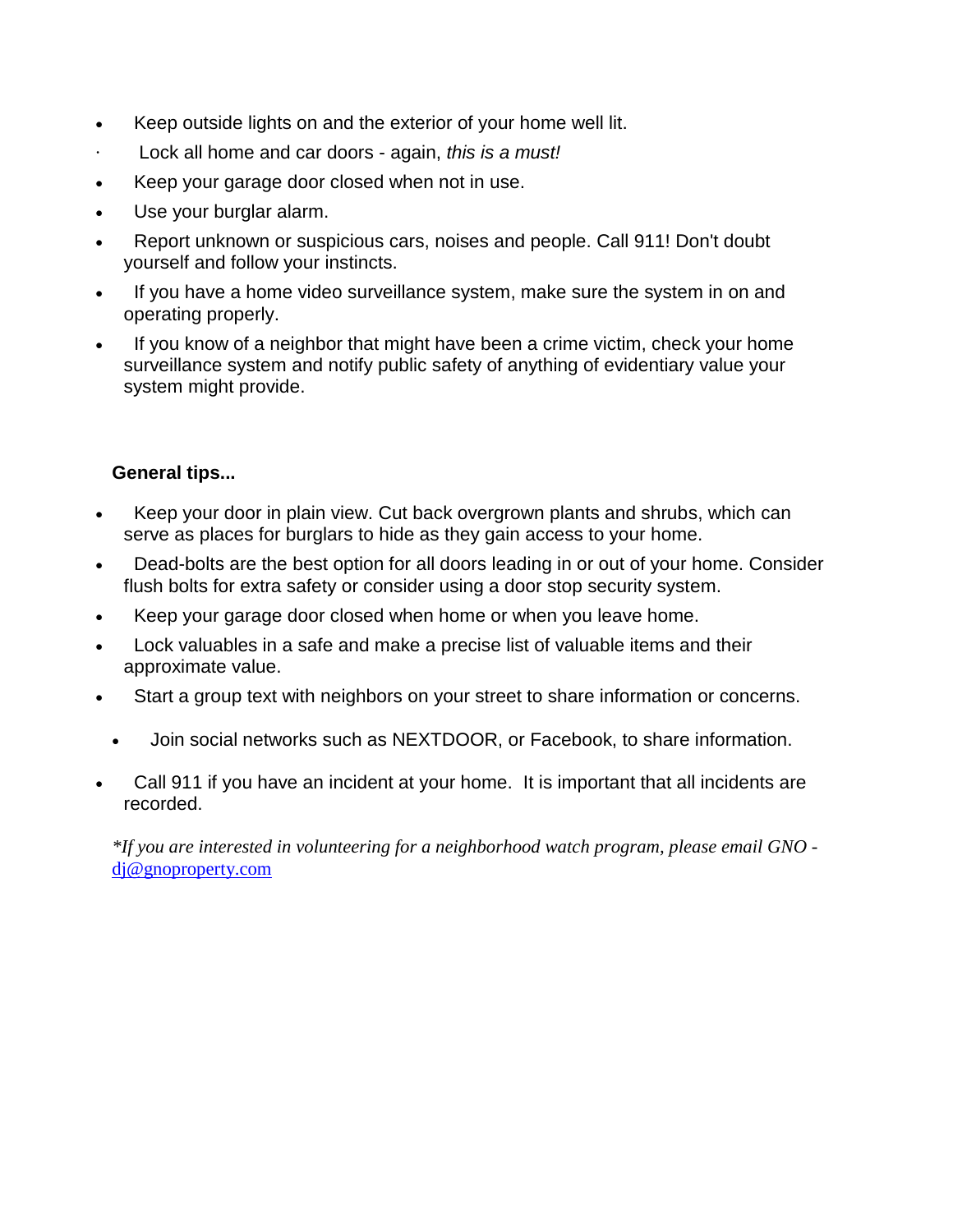- Keep outside lights on and the exterior of your home well lit.
- Lock all home and car doors - again, *this is a must!*
- Keep your garage door closed when not in use.
- Use your burglar alarm.
- Report unknown or suspicious cars, noises and people. Call 911! Don't doubt yourself and follow your instincts.
- If you have a home video surveillance system, make sure the system in on and operating properly.
- If you know of a neighbor that might have been a crime victim, check your home surveillance system and notify public safety of anything of evidentiary value your system might provide.

**General tips...**

- Keep your door in plain view. Cut back overgrown plants and shrubs, which can serve as places for burglars to hide as they gain access to your home.
- Dead-bolts are the best option for all doors leading in or out of your home. Consider flush bolts for extra safety or consider using a door stop security system.
- Keep your garage door closed when home or when you leave home.
- Lock valuables in a safe and make a precise list of valuable items and their approximate value.
- Start a group text with neighbors on your street to share information or concerns.
- Join social networks such as NEXTDOOR, or Facebook, to share information.
- Call 911 if you have an incident at your home. It is important that all incidents are recorded.

**If you are interested in volunteering for a neighborhood watch program, please email GNO - [dj@gnoproperty.com](mailto:dj@gnoproperty.com)*